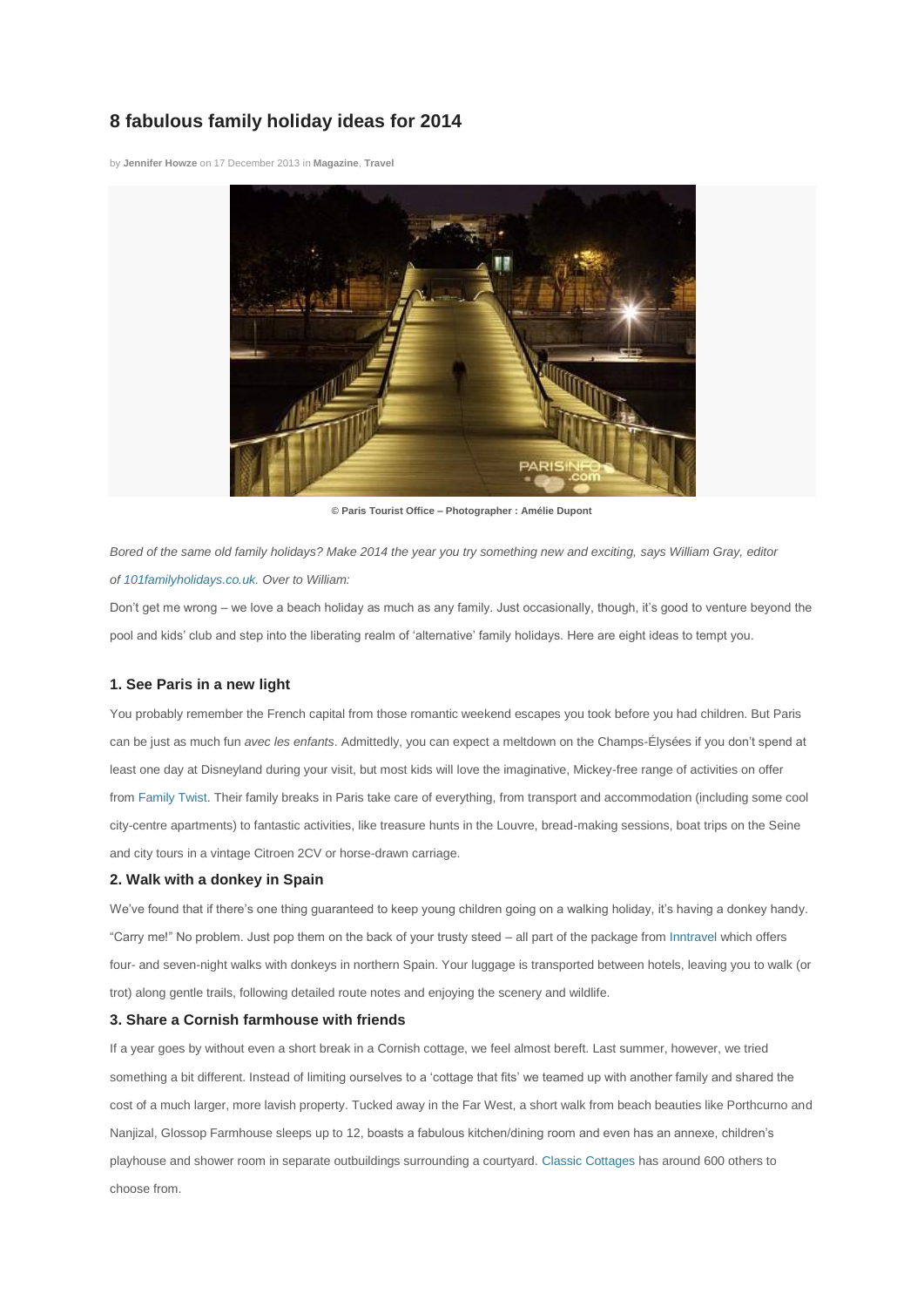# 8 fabulous family holiday ideas for 2014

by **Jennifer Howze** on 17 December 2013 in **Magazine**, **Travel**

**© Paris Tourist Office – Photographer : Amélie Dupont**

*Bored of the same old family holidays? Make 2014 the year you try something new and exciting, says William Gray, editor of 101familyholidays.co.uk. Over to William:*

Don't get me wrong – we love a beach holiday as much as any family. Just occasionally, though, it's good to venture beyond the pool and kids' club and step into the liberating realm of 'alternative' family holidays. Here are eight ideas to tempt you.

### 1. See Paris in a new light

You probably remember the French capital from those romantic weekend escapes you took before you had children. But Paris can be just as much fun *avec les enfants*. Admittedly, you can expect a meltdown on the Champs-Élysées if you don't spend at least one day at Disneyland during your visit, but most kids will love the imaginative, Mickey-free range of activities on offer from Family Twist. Their family breaks in Paris take care of everything, from transport and accommodation (including some cool city-centre apartments) to fantastic activities, like treasure hunts in the Louvre, bread-making sessions, boat trips on the Seine and city tours in a vintage Citroen 2CV or horse-drawn carriage.

### 2. Walk with a donkey in Spain

We've found that if there's one thing guaranteed to keep young children going on a walking holiday, it's having a donkey handy. "Carry me!" No problem. Just pop them on the back of your trusty steed – all part of the package from Inntravel which offers four- and seven-night walks with donkeys in northern Spain. Your luggage is transported between hotels, leaving you to walk (or trot) along gentle trails, following detailed route notes and enjoying the scenery and wildlife.

### 3. Share a Cornish farmhouse with friends

If a year goes by without even a short break in a Cornish cottage, we feel almost bereft. Last summer, however, we tried something a bit different. Instead of limiting ourselves to a 'cottage that fits' we teamed up with another family and shared the cost of a much larger, more lavish property. Tucked away in the Far West, a short walk from beach beauties like Porthcurno and Nanjizal, Glossop Farmhouse sleeps up to 12, boasts a fabulous kitchen/dining room and even has an annexe, children's playhouse and shower room in separate outbuildings surrounding a courtyard. Classic Cottages has around 600 others to choose from.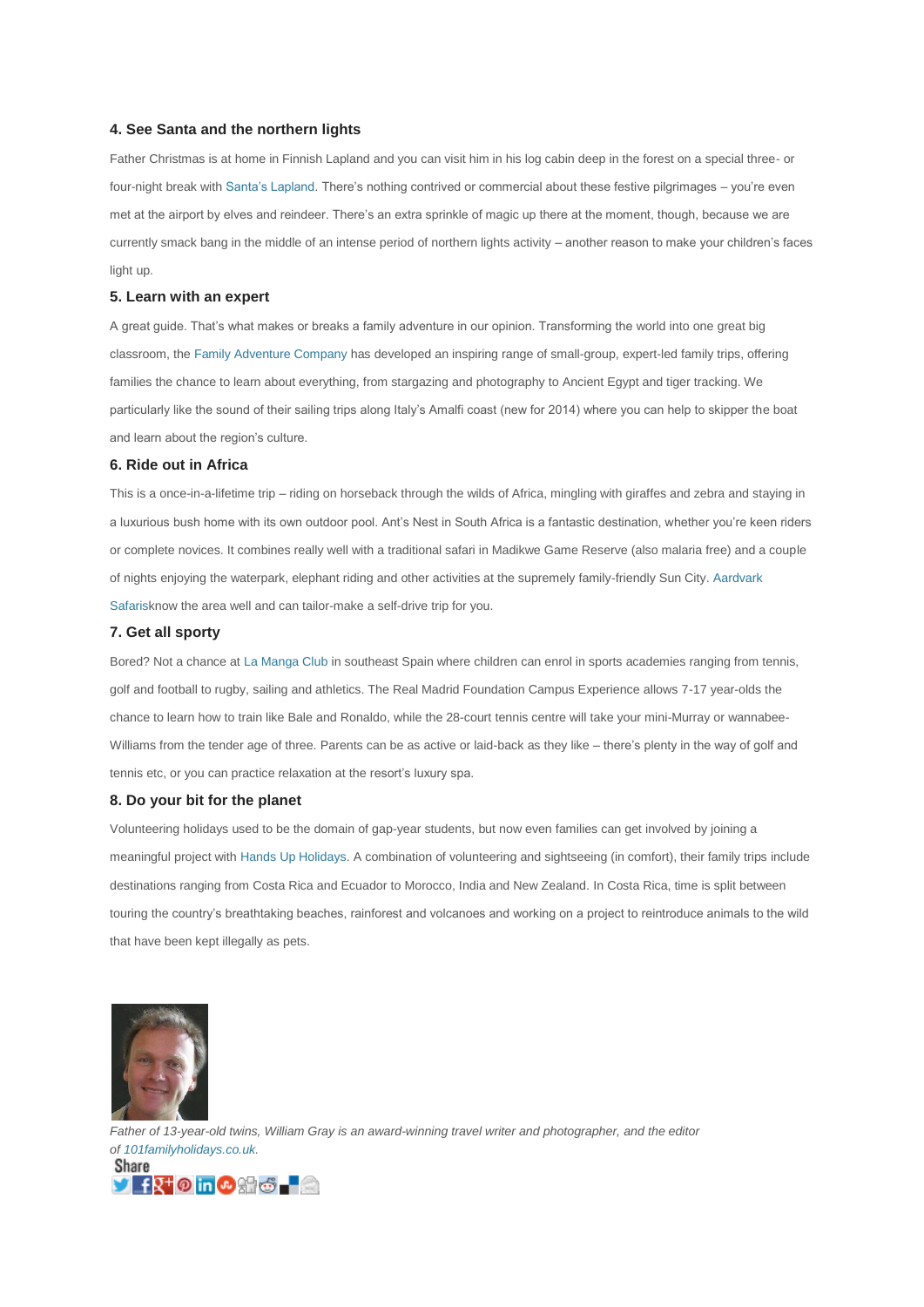#### 4. See Santa and the northern lights

Father Christmas is at home in Finnish Lapland and you can visit him in his log cabin deep in the forest on a special three- or four-night break with Santa's Lapland. There's nothing contrived or commercial about these festive pilgrimages – you're even met at the airport by elves and reindeer. There's an extra sprinkle of magic up there at the moment, though, because we are currently smack bang in the middle of an intense period of northern lights activity – another reason to make your children's faces light up.

#### 5. Learn with an expert

A great guide. That's what makes or breaks a family adventure in our opinion. Transforming the world into one great big classroom, the Family Adventure Company has developed an inspiring range of small-group, expert-led family trips, offering families the chance to learn about everything, from stargazing and photography to Ancient Egypt and tiger tracking. We particularly like the sound of their sailing trips along Italy's Amalfi coast (new for 2014) where you can help to skipper the boat and learn about the region's culture.

#### 6. Ride out in Africa

This is a once-in-a-lifetime trip – riding on horseback through the wilds of Africa, mingling with giraffes and zebra and staying in a luxurious bush home with its own outdoor pool. Ant's Nest in South Africa is a fantastic destination, whether you're keen riders or complete novices. It combines really well with a traditional safari in Madikwe Game Reserve (also malaria free) and a couple of nights enjoying the waterpark, elephant riding and other activities at the supremely family-friendly Sun City. Aardvark Safarisknow the area well and can tailor-make a self-drive trip for you.

#### 7. Get all sporty

Bored? Not a chance at La Manga Club in southeast Spain where children can enrol in sports academies ranging from tennis, golf and football to rugby, sailing and athletics. The Real Madrid Foundation Campus Experience allows 7-17 year-olds the chance to learn how to train like Bale and Ronaldo, while the 28-court tennis centre will take your mini-Murray or wannabee-Williams from the tender age of three. Parents can be as active or laid-back as they like – there's plenty in the way of golf and tennis etc, or you can practice relaxation at the resort's luxury spa.

#### 8. Do your bit for the planet

Volunteering holidays used to be the domain of gap-year students, but now even families can get involved by joining a meaningful project with Hands Up Holidays. A combination of volunteering and sightseeing (in comfort), their family trips include destinations ranging from Costa Rica and Ecuador to Morocco, India and New Zealand. In Costa Rica, time is split between touring the country's breathtaking beaches, rainforest and volcanoes and working on a project to reintroduce animals to the wild that have been kept illegally as pets.

*Father of 13-year-old twins, William Gray is an award-winning travel writer and photographer, and the editor of 101familyholidays.co.uk.*

Share